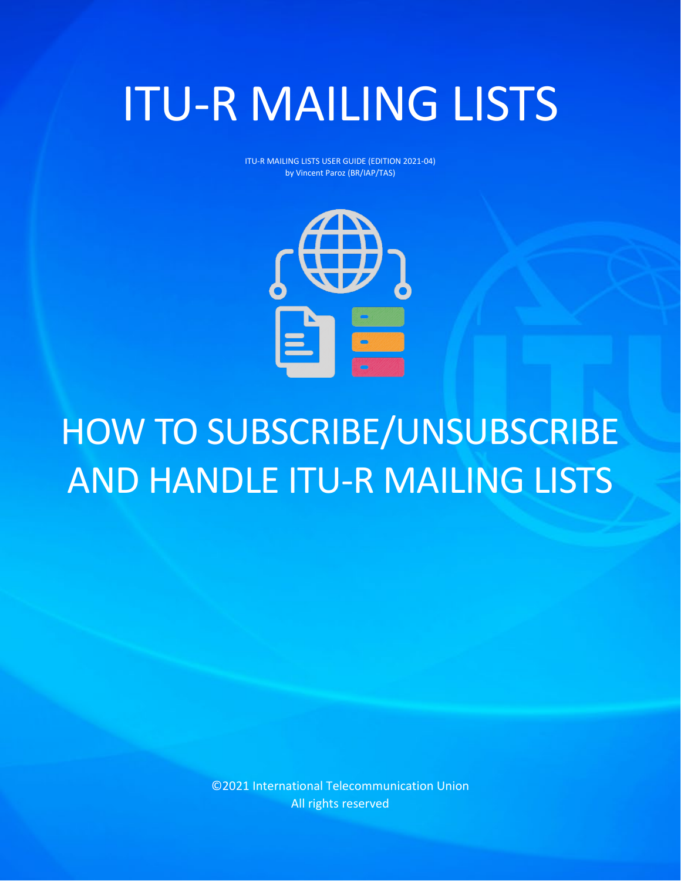# ITU-R MAILING LISTS

ITU-R MAILING LISTS USER GUIDE (EDITION 2021-04)
by Vincent Paroz (BR/IAP/TAS)

## HOW TO SUBSCRIBE/UNSUBSCRIBE AND HANDLE ITU-R MAILING LISTS

©2021 International Telecommunication Union
All rights reserved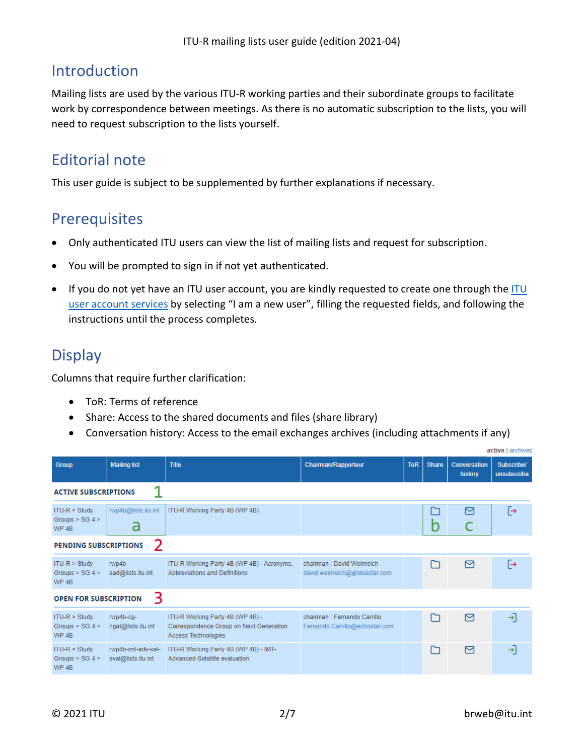## Introduction

Mailing lists are used by the various ITU-R working parties and their subordinate groups to facilitate work by correspondence between meetings. As there is no automatic subscription to the lists, you will need to request subscription to the lists yourself.

## Editorial note

This user guide is subject to be supplemented by further explanations if necessary.

## Prerequisites

- Only authenticated ITU users can view the list of mailing lists and request for subscription.
- You will be prompted to sign in if not yet authenticated.
- If you do not yet have an ITU user account, you are kindly requested to create one through the ITU user account services by selecting “I am a new user”, filling the requested fields, and following the instructions until the process completes.

## Display

Columns that require further clarification:

- ToR: Terms of reference
- Share: Access to the shared documents and files (share library)
- Conversation history: Access to the email exchanges archives (including attachments if any)

active | archived

| Group | Mailing list | Title | Chairman/Rapporteur | ToR | Share | Conversation history | Subscribe/ unsubscribe |
|---|---|---|---|---|---|---|---|
| **ACTIVE SUBSCRIPTIONS** 1 | | | | | | | |
| ITU-R > Study Groups > SG 4 > WP 4B | rwp4b@lists.itu.int a | ITU-R Working Party 4B (WP 4B) | | | b | c | |
| **PENDING SUBSCRIPTIONS** 2 | | | | | | | |
| ITU-R > Study Groups > SG 4 > WP 4B | rwp4b-aad@lists.itu.int | ITU-R Working Party 4B (WP 4B) - Acronyms, Abbreviations and Definitions | chairman : David Weinreich david.weinreich@globalstar.com | | | | |
| **OPEN FOR SUBSCRIPTION** 3 | | | | | | | |
| ITU-R > Study Groups > SG 4 > WP 4B | rwp4b-cg-ngat@lists.itu.int | ITU-R Working Party 4B (WP 4B) - Correspondence Group on Next Generation Access Technologies | chairman : Fernando Carrillo Fernando.Carrillo@echostar.com | | | | |
| ITU-R > Study Groups > SG 4 > WP 4B | rwp4b-imt-adv-sat-eval@lists.itu.int | ITU-R Working Party 4B (WP 4B) - IMT-Advanced-Satellite evaluation | | | | | |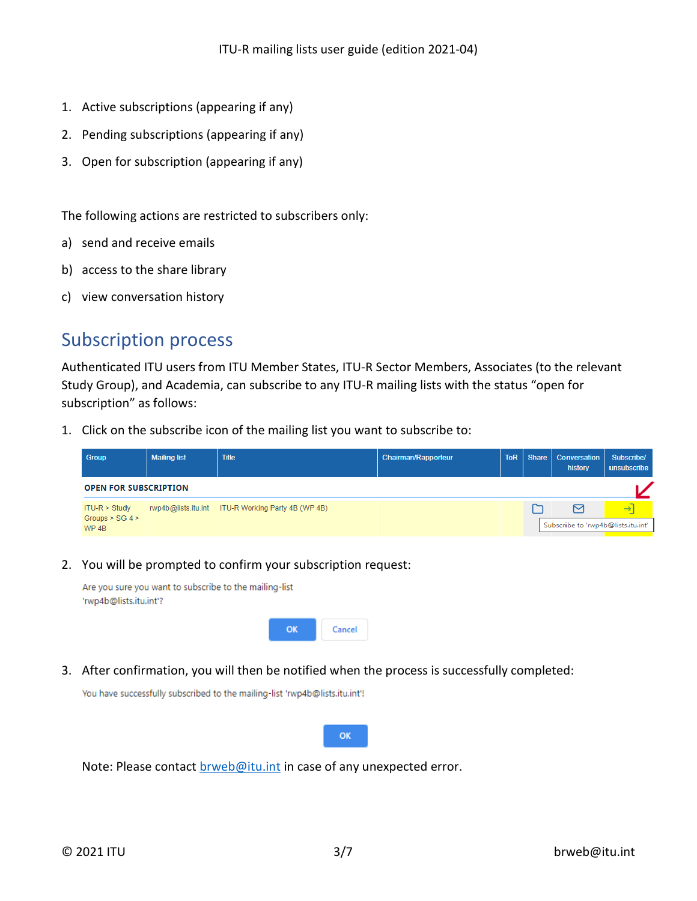1. Active subscriptions (appearing if any)
2. Pending subscriptions (appearing if any)
3. Open for subscription (appearing if any)

The following actions are restricted to subscribers only:

a) send and receive emails
b) access to the share library
c) view conversation history

## Subscription process

Authenticated ITU users from ITU Member States, ITU-R Sector Members, Associates (to the relevant Study Group), and Academia, can subscribe to any ITU-R mailing lists with the status "open for subscription" as follows:

1. Click on the subscribe icon of the mailing list you want to subscribe to:

| Group | Mailing list | Title | Chairman/Rapporteur | ToR | Share | Conversation history | Subscribe/ unsubscribe |
|---|---|---|---|---|---|---|---|
| **OPEN FOR SUBSCRIPTION** | | | | | | | |
| ITU-R > Study Groups > SG 4 > WP 4B | rwp4b@lists.itu.int | ITU-R Working Party 4B (WP 4B) | | | | | Subscribe to 'rwp4b@lists.itu.int' |

2. You will be prompted to confirm your subscription request:

   Are you sure you want to subscribe to the mailing-list 'rwp4b@lists.itu.int'?

   OK Cancel

3. After confirmation, you will then be notified when the process is successfully completed:

   You have successfully subscribed to the mailing-list 'rwp4b@lists.itu.int'!

   OK

   Note: Please contact brweb@itu.int in case of any unexpected error.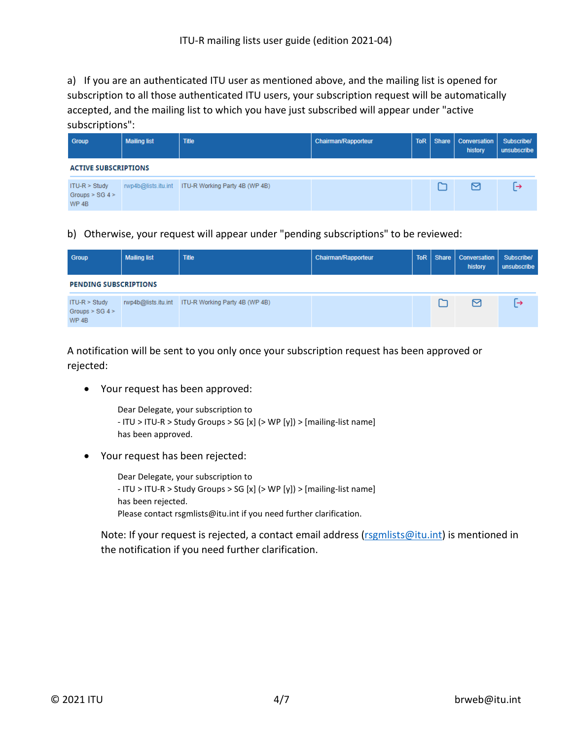a) If you are an authenticated ITU user as mentioned above, and the mailing list is opened for subscription to all those authenticated ITU users, your subscription request will be automatically accepted, and the mailing list to which you have just subscribed will appear under "active subscriptions":

| Group | Mailing list | Title | Chairman/Rapporteur | ToR | Share | Conversation history | Subscribe/ unsubscribe |
|---|---|---|---|---|---|---|---|
| **ACTIVE SUBSCRIPTIONS** | | | | | | | |
| ITU-R > Study Groups > SG 4 > WP 4B | rwp4b@lists.itu.int | ITU-R Working Party 4B (WP 4B) | | | | | |

b) Otherwise, your request will appear under "pending subscriptions" to be reviewed:

| Group | Mailing list | Title | Chairman/Rapporteur | ToR | Share | Conversation history | Subscribe/ unsubscribe |
|---|---|---|---|---|---|---|---|
| **PENDING SUBSCRIPTIONS** | | | | | | | |
| ITU-R > Study Groups > SG 4 > WP 4B | rwp4b@lists.itu.int | ITU-R Working Party 4B (WP 4B) | | | | | |

A notification will be sent to you only once your subscription request has been approved or rejected:

- Your request has been approved:

  Dear Delegate, your subscription to
  - ITU > ITU-R > Study Groups > SG [x] (> WP [y]) > [mailing-list name]
  has been approved.

- Your request has been rejected:

  Dear Delegate, your subscription to
  - ITU > ITU-R > Study Groups > SG [x] (> WP [y]) > [mailing-list name]
  has been rejected.
  Please contact rsgmlists@itu.int if you need further clarification.

  Note: If your request is rejected, a contact email address (rsgmlists@itu.int) is mentioned in the notification if you need further clarification.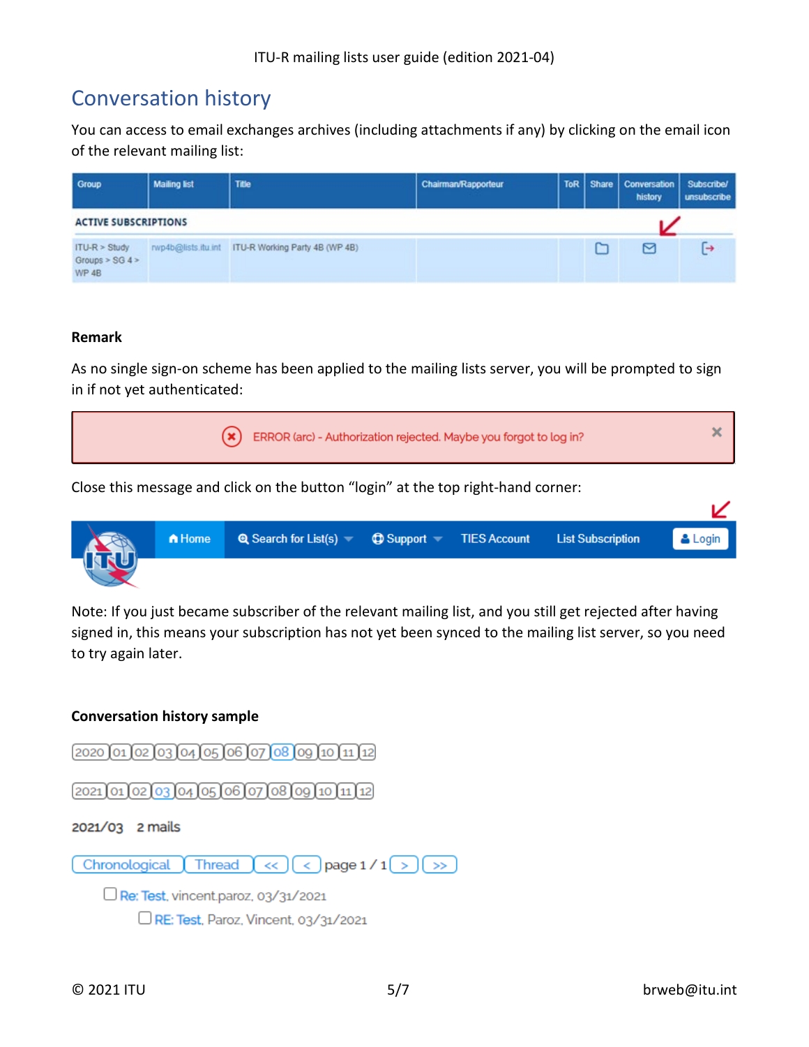## Conversation history

You can access to email exchanges archives (including attachments if any) by clicking on the email icon of the relevant mailing list:

| Group | Mailing list | Title | Chairman/Rapporteur | ToR | Share | Conversation history | Subscribe/ unsubscribe |
|---|---|---|---|---|---|---|---|
| ACTIVE SUBSCRIPTIONS | | | | | | | |
| ITU-R > Study Groups > SG 4 > WP 4B | rwp4b@lists.itu.int | ITU-R Working Party 4B (WP 4B) | | | | | |

**Remark**

As no single sign-on scheme has been applied to the mailing lists server, you will be prompted to sign in if not yet authenticated:

ERROR (arc) - Authorization rejected. Maybe you forgot to log in?

Close this message and click on the button "login" at the top right-hand corner:

Home | Search for List(s) | Support | TIES Account | List Subscription | Login

Note: If you just became subscriber of the relevant mailing list, and you still get rejected after having signed in, this means your subscription has not yet been synced to the mailing list server, so you need to try again later.

**Conversation history sample**

2020 | 01 | 02 | 03 | 04 | 05 | 06 | 07 | 08 | 09 | 10 | 11 | 12

2021 | 01 | 02 | 03 | 04 | 05 | 06 | 07 | 08 | 09 | 10 | 11 | 12

2021/03 2 mails

Chronological | Thread | << | < | page 1 / 1 | > | >>

- Re: Test, vincent.paroz, 03/31/2021
  - RE: Test, Paroz, Vincent, 03/31/2021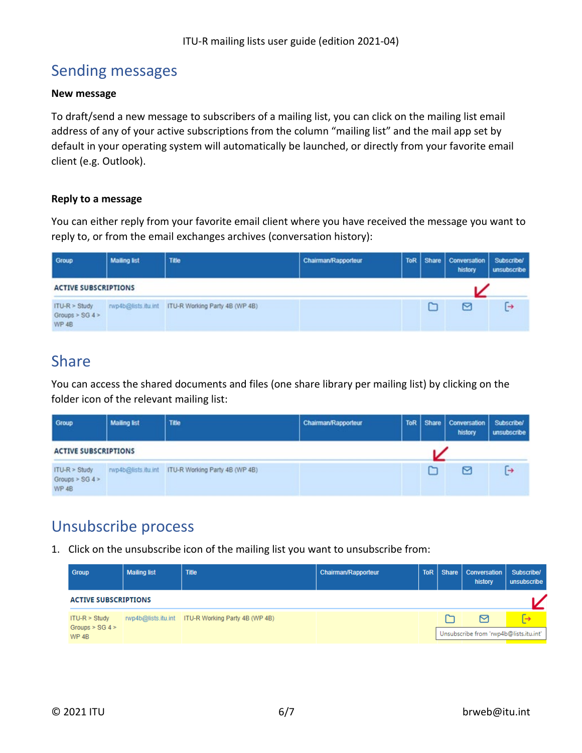## Sending messages

### New message

To draft/send a new message to subscribers of a mailing list, you can click on the mailing list email address of any of your active subscriptions from the column "mailing list" and the mail app set by default in your operating system will automatically be launched, or directly from your favorite email client (e.g. Outlook).

### Reply to a message

You can either reply from your favorite email client where you have received the message you want to reply to, or from the email exchanges archives (conversation history):

| Group | Mailing list | Title | Chairman/Rapporteur | ToR | Share | Conversation history | Subscribe/ unsubscribe |
|---|---|---|---|---|---|---|---|
| **ACTIVE SUBSCRIPTIONS** | | | | | | | |
| ITU-R > Study Groups > SG 4 > WP 4B | rwp4b@lists.itu.int | ITU-R Working Party 4B (WP 4B) | | | | | |

## Share

You can access the shared documents and files (one share library per mailing list) by clicking on the folder icon of the relevant mailing list:

| Group | Mailing list | Title | Chairman/Rapporteur | ToR | Share | Conversation history | Subscribe/ unsubscribe |
|---|---|---|---|---|---|---|---|
| **ACTIVE SUBSCRIPTIONS** | | | | | | | |
| ITU-R > Study Groups > SG 4 > WP 4B | rwp4b@lists.itu.int | ITU-R Working Party 4B (WP 4B) | | | | | |

## Unsubscribe process

1. Click on the unsubscribe icon of the mailing list you want to unsubscribe from:

| Group | Mailing list | Title | Chairman/Rapporteur | ToR | Share | Conversation history | Subscribe/ unsubscribe |
|---|---|---|---|---|---|---|---|
| **ACTIVE SUBSCRIPTIONS** | | | | | | | |
| ITU-R > Study Groups > SG 4 > WP 4B | rwp4b@lists.itu.int | ITU-R Working Party 4B (WP 4B) | | | | | Unsubscribe from 'rwp4b@lists.itu.int' |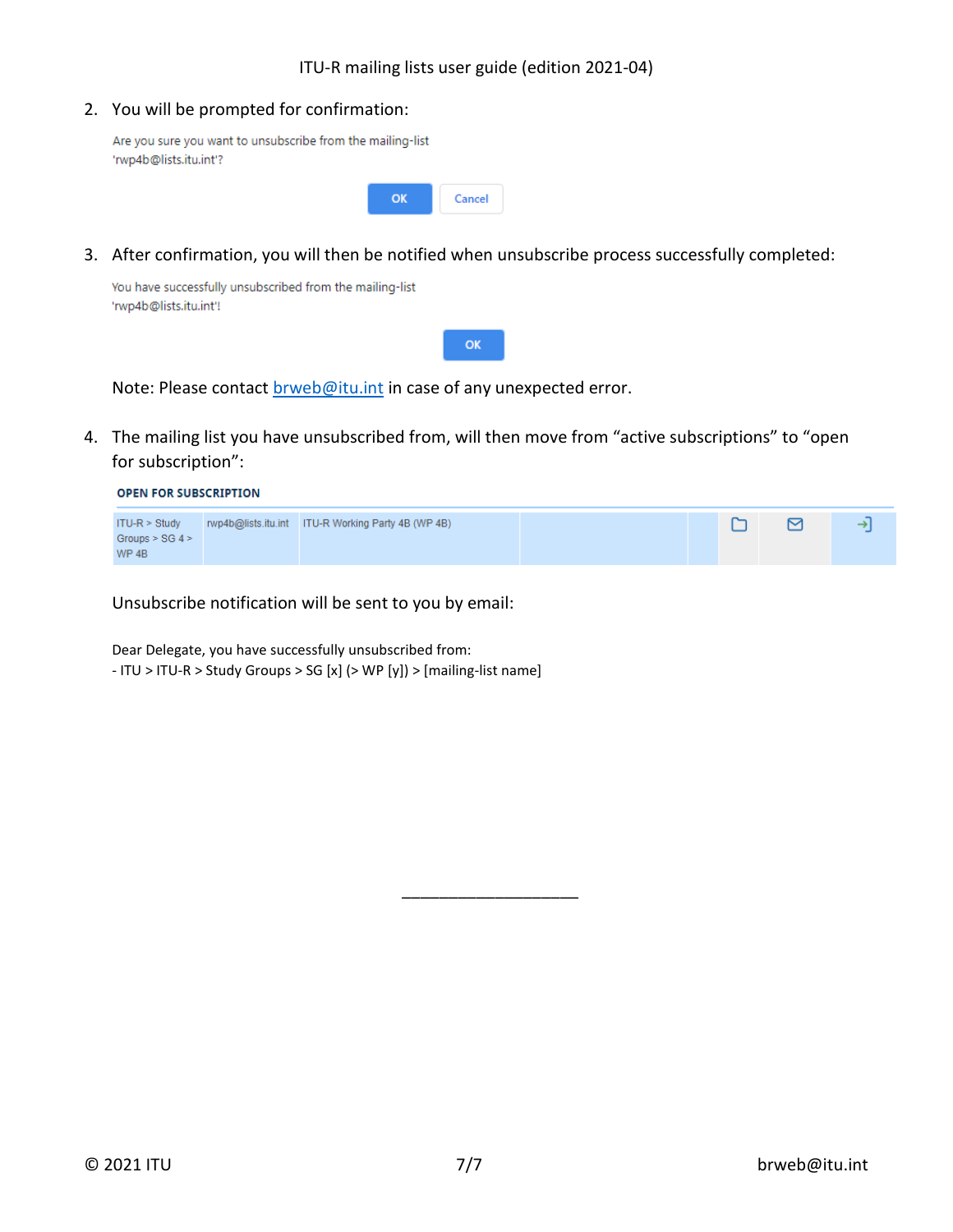2. You will be prompted for confirmation:

   Are you sure you want to unsubscribe from the mailing-list 'rwp4b@lists.itu.int'?

   OK Cancel

3. After confirmation, you will then be notified when unsubscribe process successfully completed:

   You have successfully unsubscribed from the mailing-list 'rwp4b@lists.itu.int'!

   OK

   Note: Please contact brweb@itu.int in case of any unexpected error.

4. The mailing list you have unsubscribed from, will then move from "active subscriptions" to "open for subscription":

   **OPEN FOR SUBSCRIPTION**

| | | | | | | |
|---|---|---|---|---|---|---|
| ITU-R > Study Groups > SG 4 > WP 4B | rwp4b@lists.itu.int | ITU-R Working Party 4B (WP 4B) | | | | |

   Unsubscribe notification will be sent to you by email:

   Dear Delegate, you have successfully unsubscribed from:
   - ITU > ITU-R > Study Groups > SG [x] (> WP [y]) > [mailing-list name]

____________________